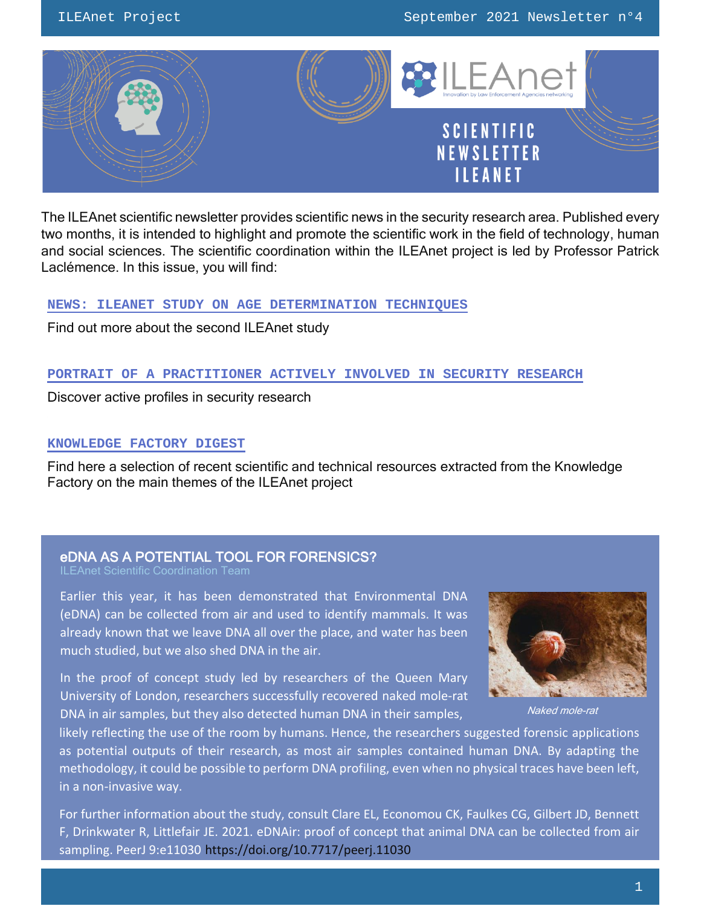# SCIENTIFIC NEWSLETTER ILEANET

The ILEAnet scientific newsletter provides scientific news in the security research area. Published every two months, it is intended to highlight and promote the scientific work in the field of technology, human and social sciences. The scientific coordination within the ILEAnet project is led by Professor Patrick Laclémence. In this issue, you will find:

**NEWS: ILEANET STUDY ON AGE DETERMINATION TECHNIQUES**

Find out more about the second ILEAnet study

**PORTRAIT OF A PRACTITIONER ACTIVELY INVOLVED IN SECURITY RESEARCH**

Discover active profiles in security research

**KNOWLEDGE FACTORY DIGEST**

Find here a selection of recent scientific and technical resources extracted from the Knowledge Factory on the main themes of the ILEAnet project

## eDNA AS A POTENTIAL TOOL FOR FORENSICS?

ILEAnet Scientific Coordination Team

Earlier this year, it has been demonstrated that Environmental DNA (eDNA) can be collected from air and used to identify mammals. It was already known that we leave DNA all over the place, and water has been much studied, but we also shed DNA in the air.

In the proof of concept study led by researchers of the Queen Mary University of London, researchers successfully recovered naked mole-rat DNA in air samples, but they also detected human DNA in their samples, likely reflecting the use of the room by humans. Hence, the researchers suggested forensic applications as potential outputs of their research, as most air samples contained human DNA. By adapting the methodology, it could be possible to perform DNA profiling, even when no physical traces have been left, in a non-invasive way.

*Naked mole-rat*

For further information about the study, consult Clare EL, Economou CK, Faulkes CG, Gilbert JD, Bennett F, Drinkwater R, Littlefair JE. 2021. eDNAir: proof of concept that animal DNA can be collected from air sampling. PeerJ 9:e11030 https://doi.org/10.7717/peerj.11030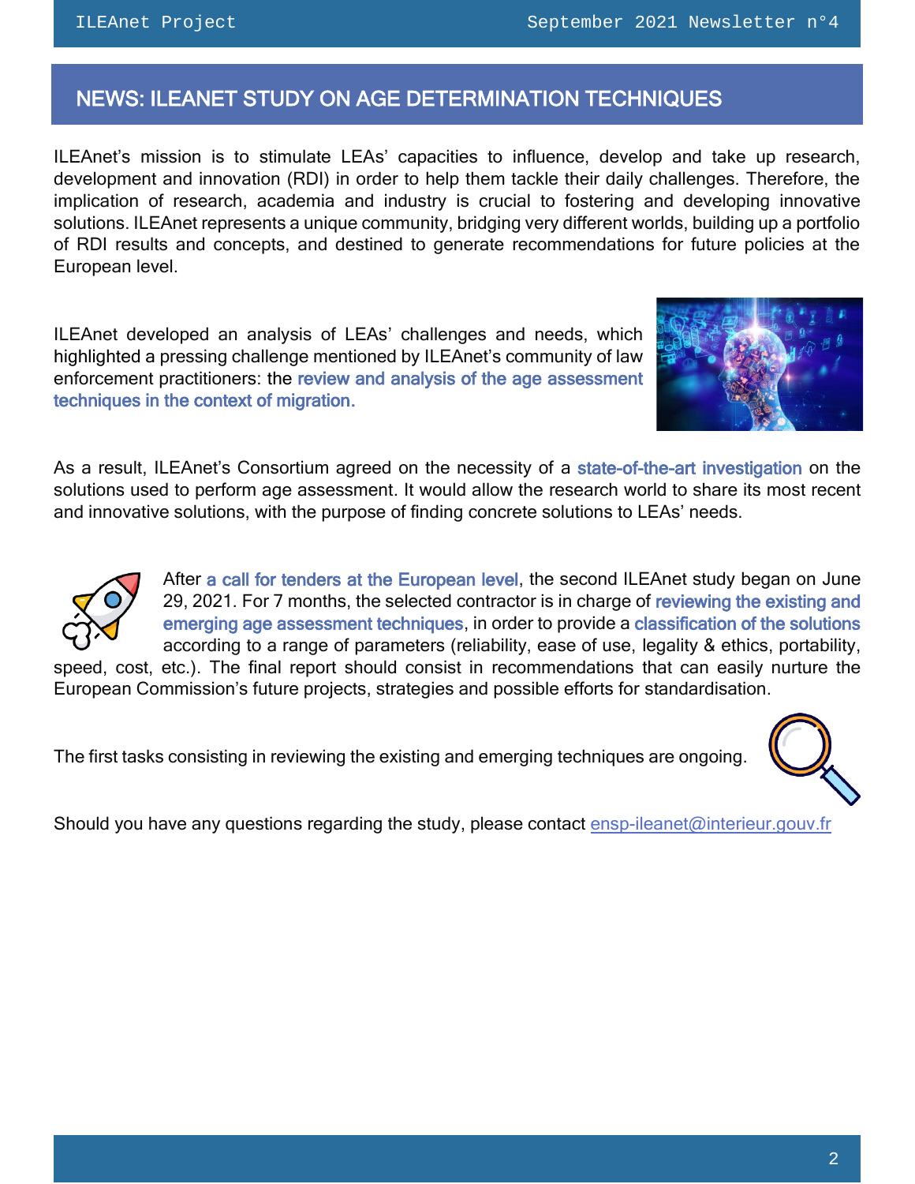## NEWS: ILEANET STUDY ON AGE DETERMINATION TECHNIQUES

ILEAnet's mission is to stimulate LEAs' capacities to influence, develop and take up research, development and innovation (RDI) in order to help them tackle their daily challenges. Therefore, the implication of research, academia and industry is crucial to fostering and developing innovative solutions. ILEAnet represents a unique community, bridging very different worlds, building up a portfolio of RDI results and concepts, and destined to generate recommendations for future policies at the European level.

ILEAnet developed an analysis of LEAs' challenges and needs, which highlighted a pressing challenge mentioned by ILEAnet's community of law enforcement practitioners: the review and analysis of the age assessment techniques in the context of migration.

As a result, ILEAnet's Consortium agreed on the necessity of a state-of-the-art investigation on the solutions used to perform age assessment. It would allow the research world to share its most recent and innovative solutions, with the purpose of finding concrete solutions to LEAs' needs.

After a call for tenders at the European level, the second ILEAnet study began on June 29, 2021. For 7 months, the selected contractor is in charge of reviewing the existing and emerging age assessment techniques, in order to provide a classification of the solutions according to a range of parameters (reliability, ease of use, legality & ethics, portability, speed, cost, etc.). The final report should consist in recommendations that can easily nurture the European Commission's future projects, strategies and possible efforts for standardisation.

The first tasks consisting in reviewing the existing and emerging techniques are ongoing.

Should you have any questions regarding the study, please contact ensp-ileanet@interieur.gouv.fr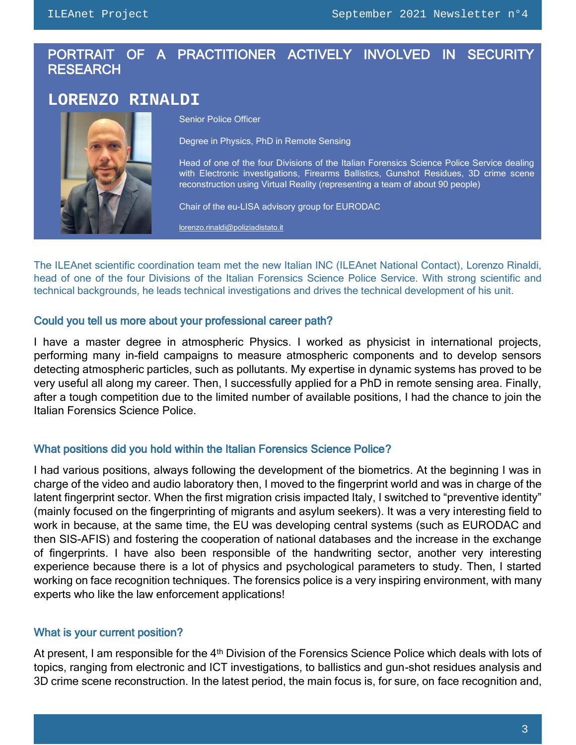# PORTRAIT OF A PRACTITIONER ACTIVELY INVOLVED IN SECURITY RESEARCH

## LORENZO RINALDI

Senior Police Officer

Degree in Physics, PhD in Remote Sensing

Head of one of the four Divisions of the Italian Forensics Science Police Service dealing with Electronic investigations, Firearms Ballistics, Gunshot Residues, 3D crime scene reconstruction using Virtual Reality (representing a team of about 90 people)

Chair of the eu-LISA advisory group for EURODAC

lorenzo.rinaldi@poliziadistato.it

The ILEAnet scientific coordination team met the new Italian INC (ILEAnet National Contact), Lorenzo Rinaldi, head of one of the four Divisions of the Italian Forensics Science Police Service. With strong scientific and technical backgrounds, he leads technical investigations and drives the technical development of his unit.

### Could you tell us more about your professional career path?

I have a master degree in atmospheric Physics. I worked as physicist in international projects, performing many in-field campaigns to measure atmospheric components and to develop sensors detecting atmospheric particles, such as pollutants. My expertise in dynamic systems has proved to be very useful all along my career. Then, I successfully applied for a PhD in remote sensing area. Finally, after a tough competition due to the limited number of available positions, I had the chance to join the Italian Forensics Science Police.

### What positions did you hold within the Italian Forensics Science Police?

I had various positions, always following the development of the biometrics. At the beginning I was in charge of the video and audio laboratory then, I moved to the fingerprint world and was in charge of the latent fingerprint sector. When the first migration crisis impacted Italy, I switched to "preventive identity" (mainly focused on the fingerprinting of migrants and asylum seekers). It was a very interesting field to work in because, at the same time, the EU was developing central systems (such as EURODAC and then SIS-AFIS) and fostering the cooperation of national databases and the increase in the exchange of fingerprints. I have also been responsible of the handwriting sector, another very interesting experience because there is a lot of physics and psychological parameters to study. Then, I started working on face recognition techniques. The forensics police is a very inspiring environment, with many experts who like the law enforcement applications!

### What is your current position?

At present, I am responsible for the 4th Division of the Forensics Science Police which deals with lots of topics, ranging from electronic and ICT investigations, to ballistics and gun-shot residues analysis and 3D crime scene reconstruction. In the latest period, the main focus is, for sure, on face recognition and,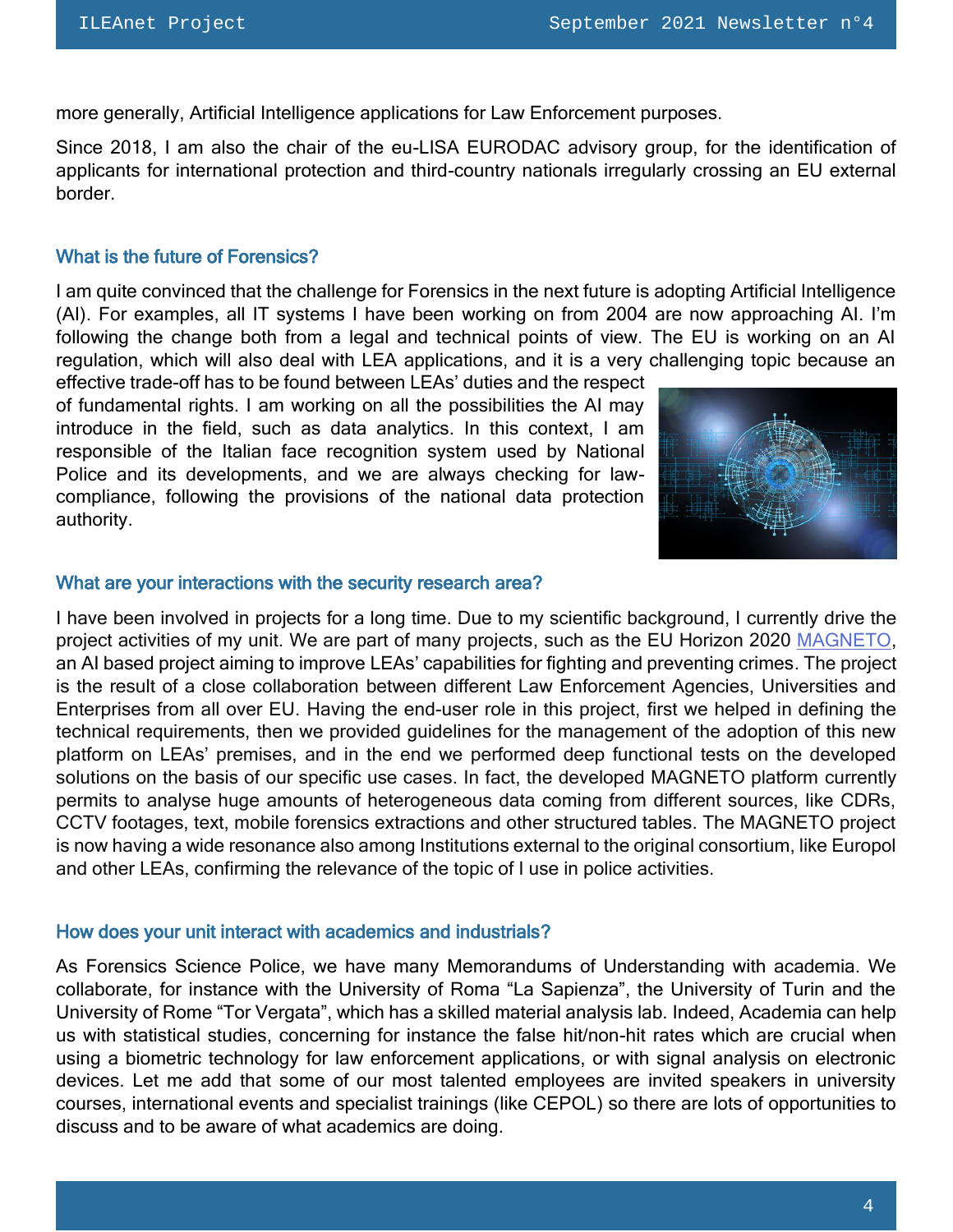more generally, Artificial Intelligence applications for Law Enforcement purposes.

Since 2018, I am also the chair of the eu-LISA EURODAC advisory group, for the identification of applicants for international protection and third-country nationals irregularly crossing an EU external border.

### What is the future of Forensics?

I am quite convinced that the challenge for Forensics in the next future is adopting Artificial Intelligence (AI). For examples, all IT systems I have been working on from 2004 are now approaching AI. I'm following the change both from a legal and technical points of view. The EU is working on an AI regulation, which will also deal with LEA applications, and it is a very challenging topic because an effective trade-off has to be found between LEAs' duties and the respect of fundamental rights. I am working on all the possibilities the AI may introduce in the field, such as data analytics. In this context, I am responsible of the Italian face recognition system used by National Police and its developments, and we are always checking for law-compliance, following the provisions of the national data protection authority.

### What are your interactions with the security research area?

I have been involved in projects for a long time. Due to my scientific background, I currently drive the project activities of my unit. We are part of many projects, such as the EU Horizon 2020 MAGNETO, an AI based project aiming to improve LEAs' capabilities for fighting and preventing crimes. The project is the result of a close collaboration between different Law Enforcement Agencies, Universities and Enterprises from all over EU. Having the end-user role in this project, first we helped in defining the technical requirements, then we provided guidelines for the management of the adoption of this new platform on LEAs' premises, and in the end we performed deep functional tests on the developed solutions on the basis of our specific use cases. In fact, the developed MAGNETO platform currently permits to analyse huge amounts of heterogeneous data coming from different sources, like CDRs, CCTV footages, text, mobile forensics extractions and other structured tables. The MAGNETO project is now having a wide resonance also among Institutions external to the original consortium, like Europol and other LEAs, confirming the relevance of the topic of I use in police activities.

### How does your unit interact with academics and industrials?

As Forensics Science Police, we have many Memorandums of Understanding with academia. We collaborate, for instance with the University of Roma "La Sapienza", the University of Turin and the University of Rome "Tor Vergata", which has a skilled material analysis lab. Indeed, Academia can help us with statistical studies, concerning for instance the false hit/non-hit rates which are crucial when using a biometric technology for law enforcement applications, or with signal analysis on electronic devices. Let me add that some of our most talented employees are invited speakers in university courses, international events and specialist trainings (like CEPOL) so there are lots of opportunities to discuss and to be aware of what academics are doing.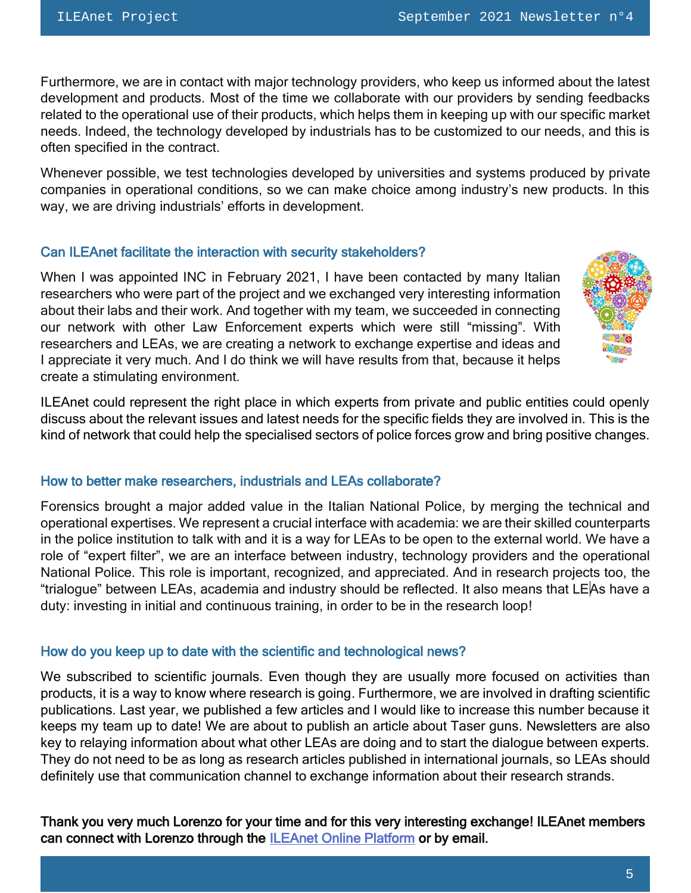Furthermore, we are in contact with major technology providers, who keep us informed about the latest development and products. Most of the time we collaborate with our providers by sending feedbacks related to the operational use of their products, which helps them in keeping up with our specific market needs. Indeed, the technology developed by industrials has to be customized to our needs, and this is often specified in the contract.

Whenever possible, we test technologies developed by universities and systems produced by private companies in operational conditions, so we can make choice among industry's new products. In this way, we are driving industrials' efforts in development.

### Can ILEAnet facilitate the interaction with security stakeholders?

When I was appointed INC in February 2021, I have been contacted by many Italian researchers who were part of the project and we exchanged very interesting information about their labs and their work. And together with my team, we succeeded in connecting our network with other Law Enforcement experts which were still "missing". With researchers and LEAs, we are creating a network to exchange expertise and ideas and I appreciate it very much. And I do think we will have results from that, because it helps create a stimulating environment.

ILEAnet could represent the right place in which experts from private and public entities could openly discuss about the relevant issues and latest needs for the specific fields they are involved in. This is the kind of network that could help the specialised sectors of police forces grow and bring positive changes.

### How to better make researchers, industrials and LEAs collaborate?

Forensics brought a major added value in the Italian National Police, by merging the technical and operational expertises. We represent a crucial interface with academia: we are their skilled counterparts in the police institution to talk with and it is a way for LEAs to be open to the external world. We have a role of "expert filter", we are an interface between industry, technology providers and the operational National Police. This role is important, recognized, and appreciated. And in research projects too, the "trialogue" between LEAs, academia and industry should be reflected. It also means that LEAs have a duty: investing in initial and continuous training, in order to be in the research loop!

### How do you keep up to date with the scientific and technological news?

We subscribed to scientific journals. Even though they are usually more focused on activities than products, it is a way to know where research is going. Furthermore, we are involved in drafting scientific publications. Last year, we published a few articles and I would like to increase this number because it keeps my team up to date! We are about to publish an article about Taser guns. Newsletters are also key to relaying information about what other LEAs are doing and to start the dialogue between experts. They do not need to be as long as research articles published in international journals, so LEAs should definitely use that communication channel to exchange information about their research strands.

**Thank you very much Lorenzo for your time and for this very interesting exchange! ILEAnet members can connect with Lorenzo through the ILEAnet Online Platform or by email.**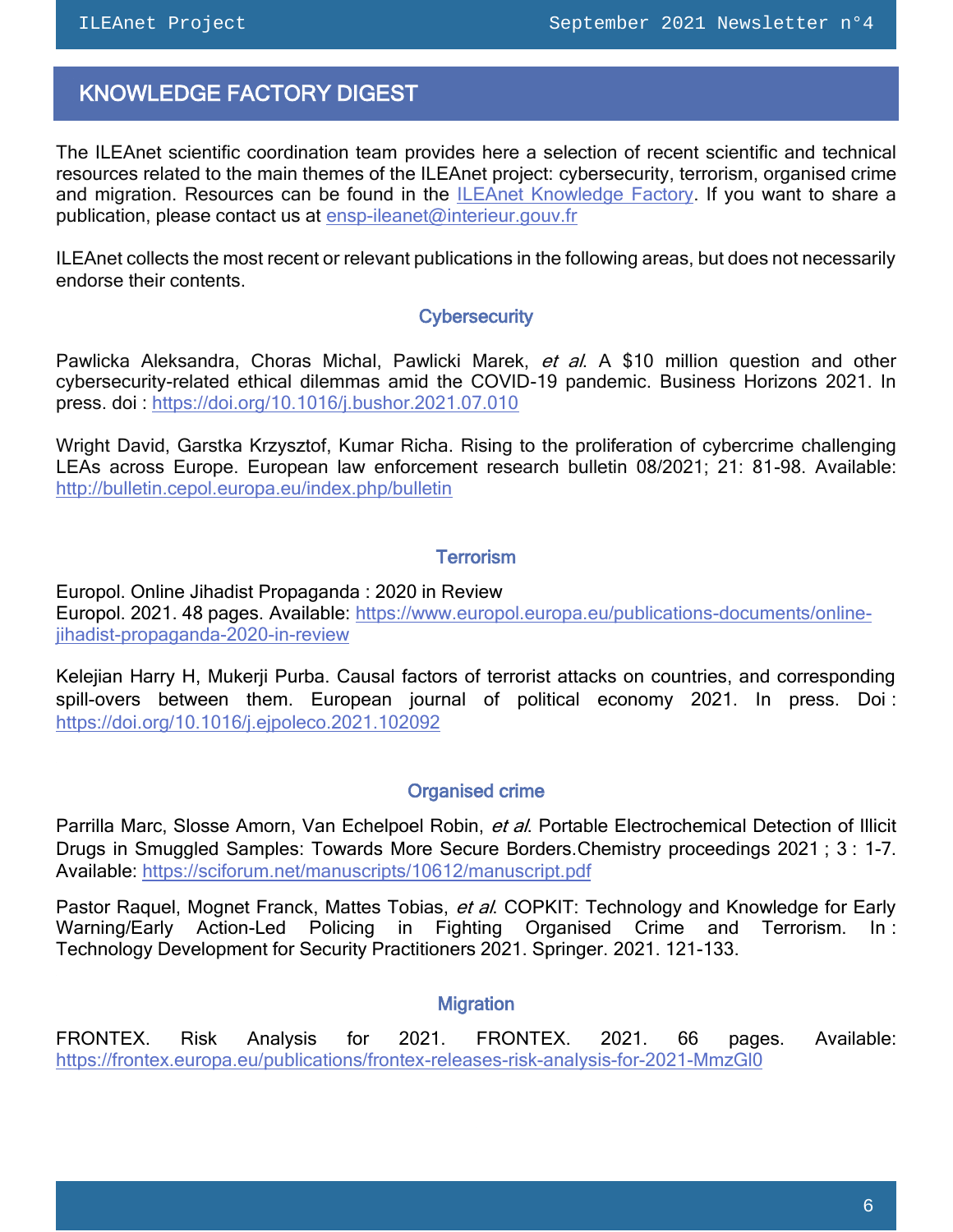## KNOWLEDGE FACTORY DIGEST

The ILEAnet scientific coordination team provides here a selection of recent scientific and technical resources related to the main themes of the ILEAnet project: cybersecurity, terrorism, organised crime and migration. Resources can be found in the [ILEAnet Knowledge Factory](). If you want to share a publication, please contact us at [ensp-ileanet@interieur.gouv.fr](mailto:ensp-ileanet@interieur.gouv.fr)

ILEAnet collects the most recent or relevant publications in the following areas, but does not necessarily endorse their contents.

### Cybersecurity

Pawlicka Aleksandra, Choras Michal, Pawlicki Marek, *et al*. A $10 million question and other cybersecurity-related ethical dilemmas amid the COVID-19 pandemic. Business Horizons 2021. In press. doi : https://doi.org/10.1016/j.bushor.2021.07.010

Wright David, Garstka Krzysztof, Kumar Richa. Rising to the proliferation of cybercrime challenging LEAs across Europe. European law enforcement research bulletin 08/2021; 21: 81-98. Available: http://bulletin.cepol.europa.eu/index.php/bulletin

### Terrorism

Europol. Online Jihadist Propaganda : 2020 in Review
Europol. 2021. 48 pages. Available: https://www.europol.europa.eu/publications-documents/online-jihadist-propaganda-2020-in-review

Kelejian Harry H, Mukerji Purba. Causal factors of terrorist attacks on countries, and corresponding spill-overs between them. European journal of political economy 2021. In press. Doi : https://doi.org/10.1016/j.ejpoleco.2021.102092

### Organised crime

Parrilla Marc, Slosse Amorn, Van Echelpoel Robin, *et al*. Portable Electrochemical Detection of Illicit Drugs in Smuggled Samples: Towards More Secure Borders.Chemistry proceedings 2021 ; 3 : 1-7. Available: https://sciforum.net/manuscripts/10612/manuscript.pdf

Pastor Raquel, Mognet Franck, Mattes Tobias, *et al*. COPKIT: Technology and Knowledge for Early Warning/Early Action-Led Policing in Fighting Organised Crime and Terrorism. In : Technology Development for Security Practitioners 2021. Springer. 2021. 121-133.

### Migration

FRONTEX. Risk Analysis for 2021. FRONTEX. 2021. 66 pages. Available: https://frontex.europa.eu/publications/frontex-releases-risk-analysis-for-2021-MmzGl0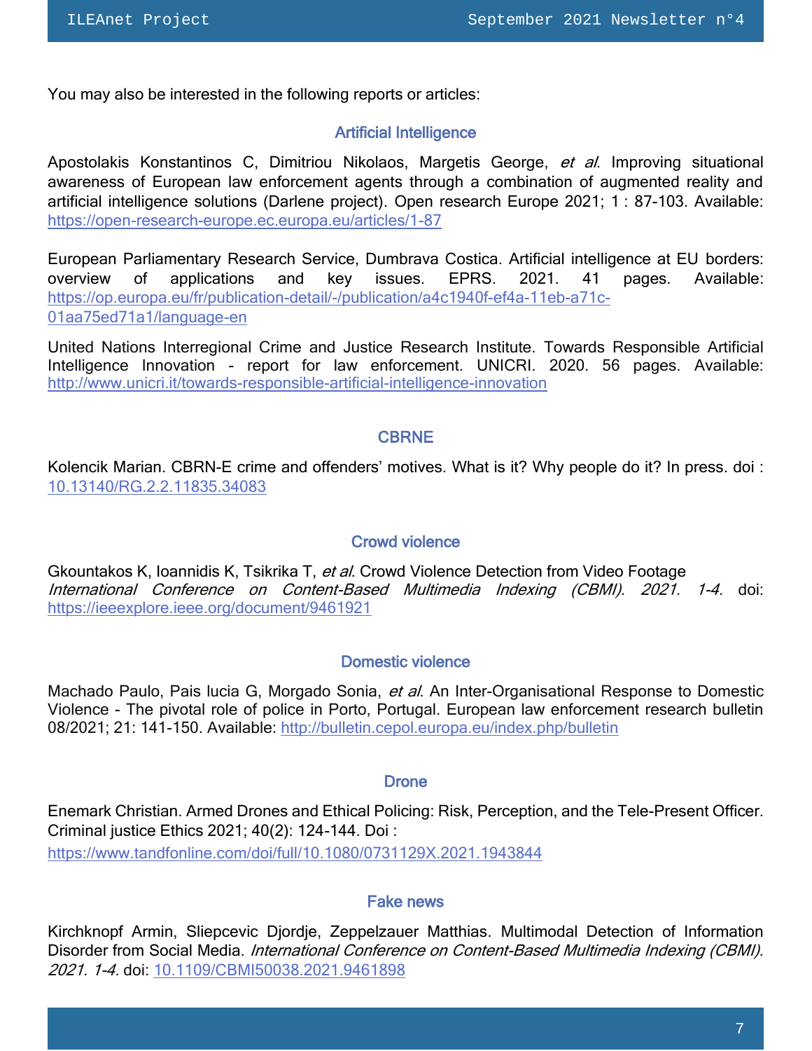You may also be interested in the following reports or articles:

## Artificial Intelligence

Apostolakis Konstantinos C, Dimitriou Nikolaos, Margetis George, *et al*. Improving situational awareness of European law enforcement agents through a combination of augmented reality and artificial intelligence solutions (Darlene project). Open research Europe 2021; 1 : 87-103. Available: https://open-research-europe.ec.europa.eu/articles/1-87

European Parliamentary Research Service, Dumbrava Costica. Artificial intelligence at EU borders: overview of applications and key issues. EPRS. 2021. 41 pages. Available: https://op.europa.eu/fr/publication-detail/-/publication/a4c1940f-ef4a-11eb-a71c-01aa75ed71a1/language-en

United Nations Interregional Crime and Justice Research Institute. Towards Responsible Artificial Intelligence Innovation - report for law enforcement. UNICRI. 2020. 56 pages. Available: http://www.unicri.it/towards-responsible-artificial-intelligence-innovation

## CBRNE

Kolencik Marian. CBRN-E crime and offenders' motives. What is it? Why people do it? In press. doi : 10.13140/RG.2.2.11835.34083

## Crowd violence

Gkountakos K, Ioannidis K, Tsikrika T, *et al*. Crowd Violence Detection from Video Footage *International Conference on Content-Based Multimedia Indexing (CBMI). 2021. 1-4.* doi: https://ieeexplore.ieee.org/document/9461921

## Domestic violence

Machado Paulo, Pais lucia G, Morgado Sonia, *et al*. An Inter-Organisational Response to Domestic Violence - The pivotal role of police in Porto, Portugal. European law enforcement research bulletin 08/2021; 21: 141-150. Available: http://bulletin.cepol.europa.eu/index.php/bulletin

## Drone

Enemark Christian. Armed Drones and Ethical Policing: Risk, Perception, and the Tele-Present Officer. Criminal justice Ethics 2021; 40(2): 124-144. Doi : https://www.tandfonline.com/doi/full/10.1080/0731129X.2021.1943844

## Fake news

Kirchknopf Armin, Sliepcevic Djordje, Zeppelzauer Matthias. Multimodal Detection of Information Disorder from Social Media. *International Conference on Content-Based Multimedia Indexing (CBMI). 2021. 1-4.* doi: 10.1109/CBMI50038.2021.9461898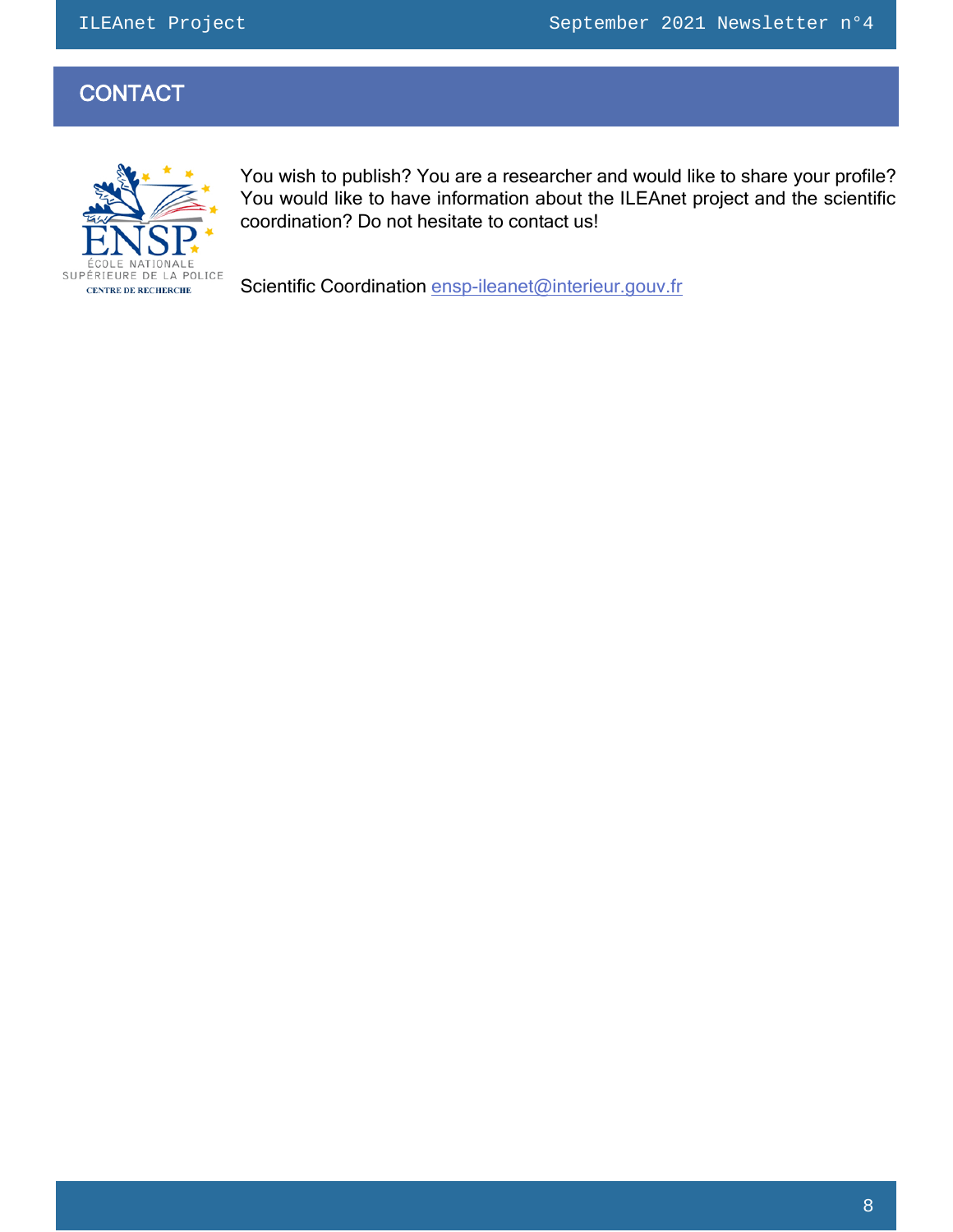# CONTACT

You wish to publish? You are a researcher and would like to share your profile? You would like to have information about the ILEAnet project and the scientific coordination? Do not hesitate to contact us!

Scientific Coordination ensp-ileanet@interieur.gouv.fr